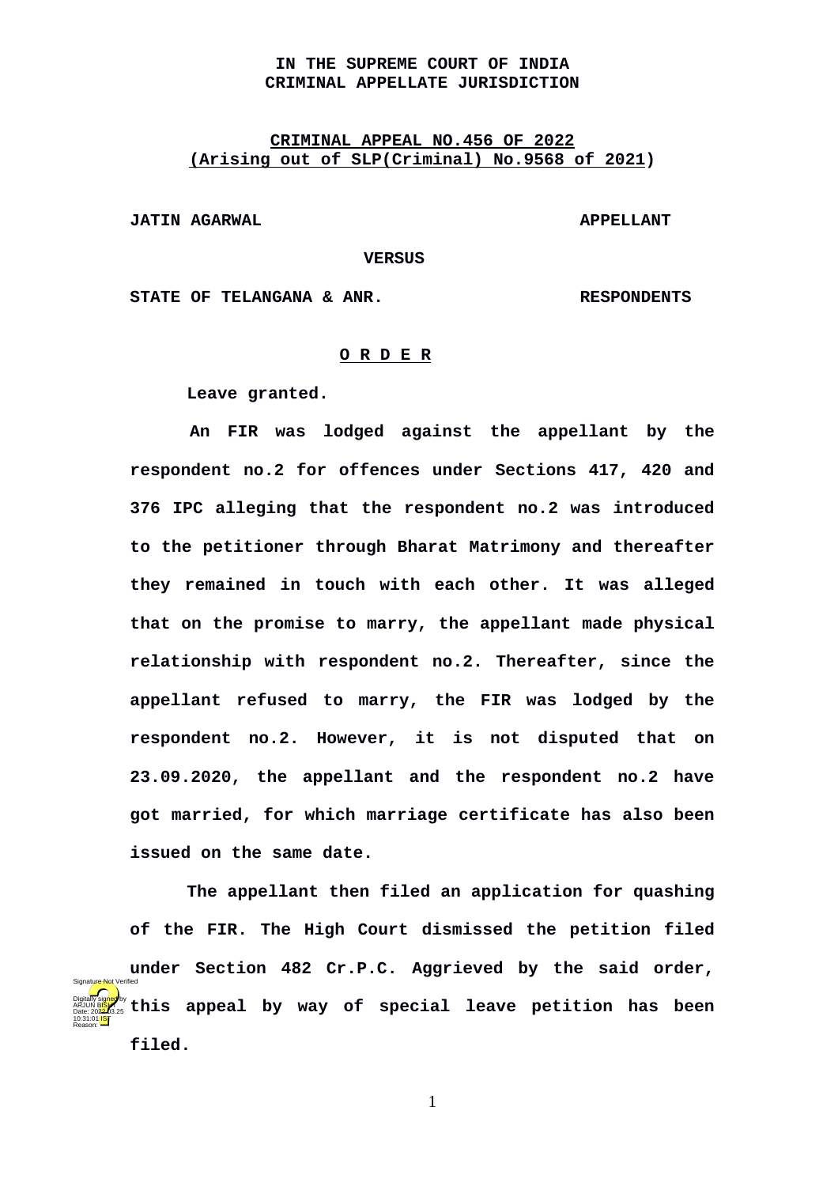**IN THE SUPREME COURT OF INDIA**
**CRIMINAL APPELLATE JURISDICTION**

**CRIMINAL APPEAL NO.456 OF 2022**
**(Arising out of SLP(Criminal) No.9568 of 2021)**

**JATIN AGARWAL** **APPELLANT**

**VERSUS**

**STATE OF TELANGANA & ANR.** **RESPONDENTS**

**O R D E R**

Leave granted.

An FIR was lodged against the appellant by the respondent no.2 for offences under Sections 417, 420 and 376 IPC alleging that the respondent no.2 was introduced to the petitioner through Bharat Matrimony and thereafter they remained in touch with each other. It was alleged that on the promise to marry, the appellant made physical relationship with respondent no.2. Thereafter, since the appellant refused to marry, the FIR was lodged by the respondent no.2. However, it is not disputed that on 23.09.2020, the appellant and the respondent no.2 have got married, for which marriage certificate has also been issued on the same date.

The appellant then filed an application for quashing of the FIR. The High Court dismissed the petition filed under Section 482 Cr.P.C. Aggrieved by the said order, this appeal by way of special leave petition has been filed.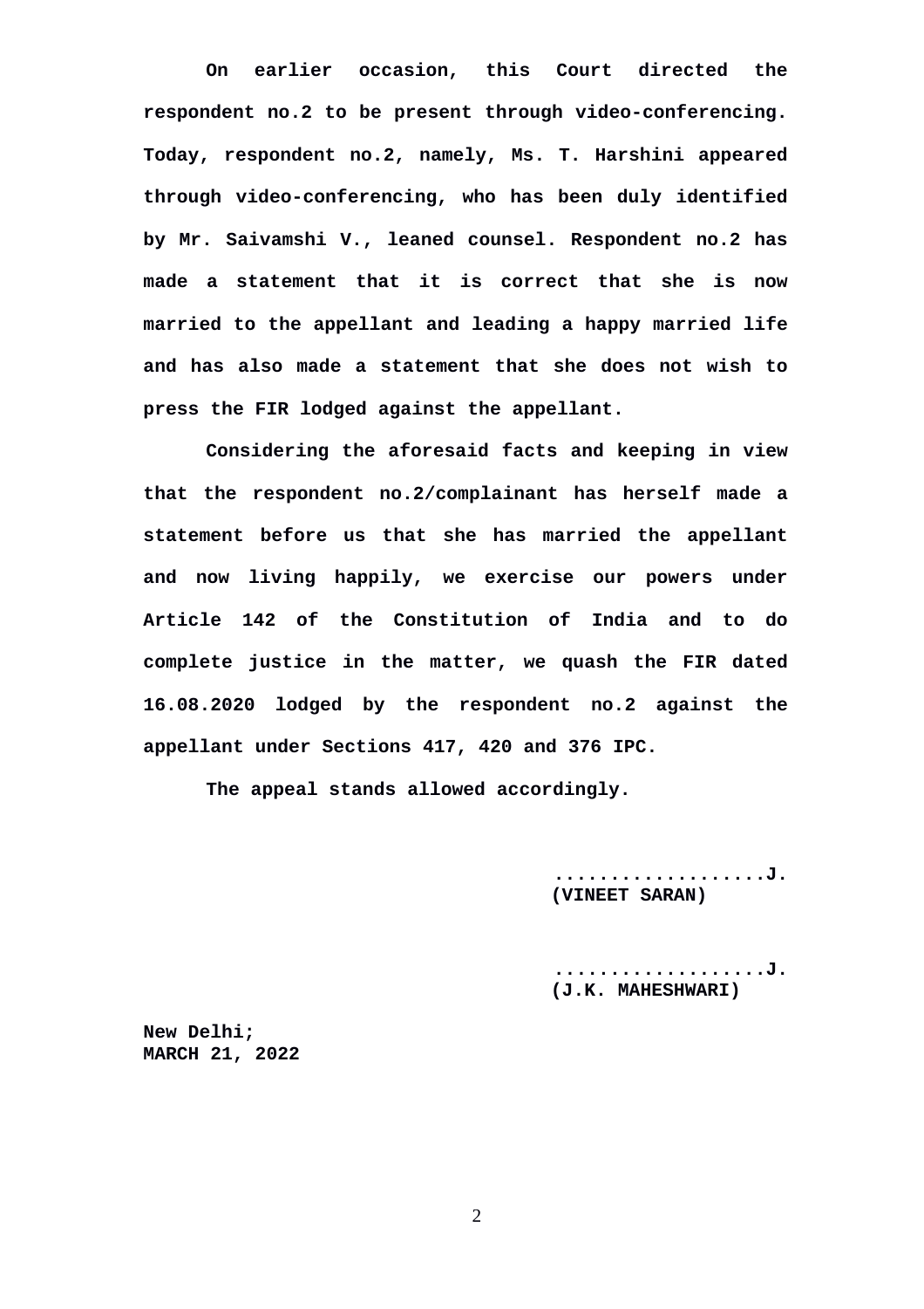**On earlier occasion, this Court directed the respondent no.2 to be present through video-conferencing. Today, respondent no.2, namely, Ms. T. Harshini appeared through video-conferencing, who has been duly identified by Mr. Saivamshi V., leaned counsel. Respondent no.2 has made a statement that it is correct that she is now married to the appellant and leading a happy married life and has also made a statement that she does not wish to press the FIR lodged against the appellant.**

**Considering the aforesaid facts and keeping in view that the respondent no.2/complainant has herself made a statement before us that she has married the appellant and now living happily, we exercise our powers under Article 142 of the Constitution of India and to do complete justice in the matter, we quash the FIR dated 16.08.2020 lodged by the respondent no.2 against the appellant under Sections 417, 420 and 376 IPC.**

**The appeal stands allowed accordingly.**

**..................J.**
**(VINEET SARAN)**

**..................J.**
**(J.K. MAHESHWARI)**

**New Delhi;**
**MARCH 21, 2022**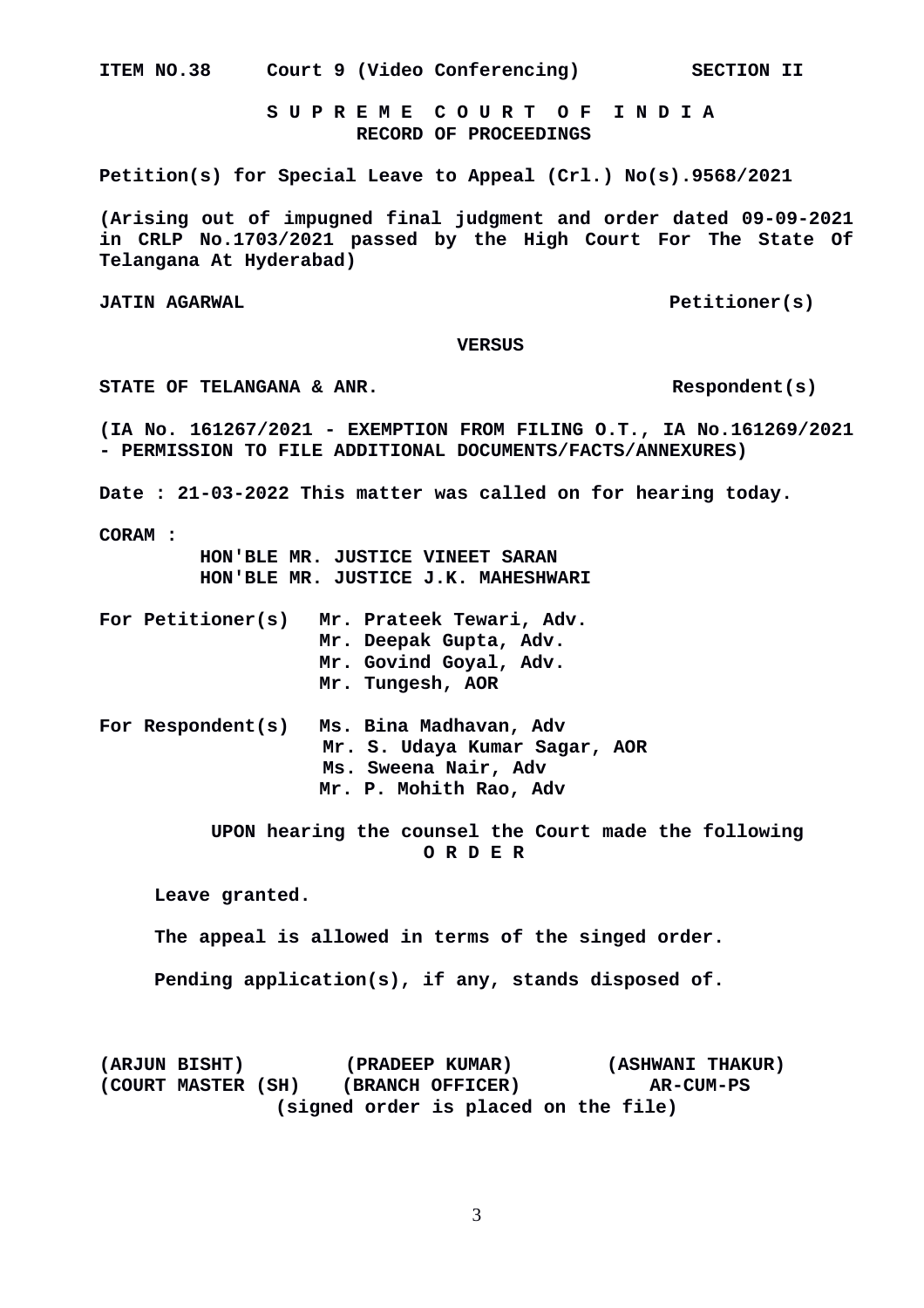**ITEM NO.38 Court 9 (Video Conferencing) SECTION II**

**S U P R E M E C O U R T O F I N D I A**
**RECORD OF PROCEEDINGS**

**Petition(s) for Special Leave to Appeal (Crl.) No(s).9568/2021**

**(Arising out of impugned final judgment and order dated 09-09-2021 in CRLP No.1703/2021 passed by the High Court For The State Of Telangana At Hyderabad)**

**JATIN AGARWAL** **Petitioner(s)**

**VERSUS**

**STATE OF TELANGANA & ANR.** **Respondent(s)**

**(IA No. 161267/2021 - EXEMPTION FROM FILING O.T., IA No.161269/2021 - PERMISSION TO FILE ADDITIONAL DOCUMENTS/FACTS/ANNEXURES)**

**Date : 21-03-2022 This matter was called on for hearing today.**

**CORAM :**
**HON'BLE MR. JUSTICE VINEET SARAN**
**HON'BLE MR. JUSTICE J.K. MAHESHWARI**

**For Petitioner(s)** **Mr. Prateek Tewari, Adv.**
**Mr. Deepak Gupta, Adv.**
**Mr. Govind Goyal, Adv.**
**Mr. Tungesh, AOR**

**For Respondent(s)** **Ms. Bina Madhavan, Adv**
**Mr. S. Udaya Kumar Sagar, AOR**
**Ms. Sweena Nair, Adv**
**Mr. P. Mohith Rao, Adv**

**UPON hearing the counsel the Court made the following**
**O R D E R**

**Leave granted.**

**The appeal is allowed in terms of the singed order.**

**Pending application(s), if any, stands disposed of.**

**(ARJUN BISHT)** **(PRADEEP KUMAR)** **(ASHWANI THAKUR)**
**(COURT MASTER (SH)** **(BRANCH OFFICER)** **AR-CUM-PS**
**(signed order is placed on the file)**